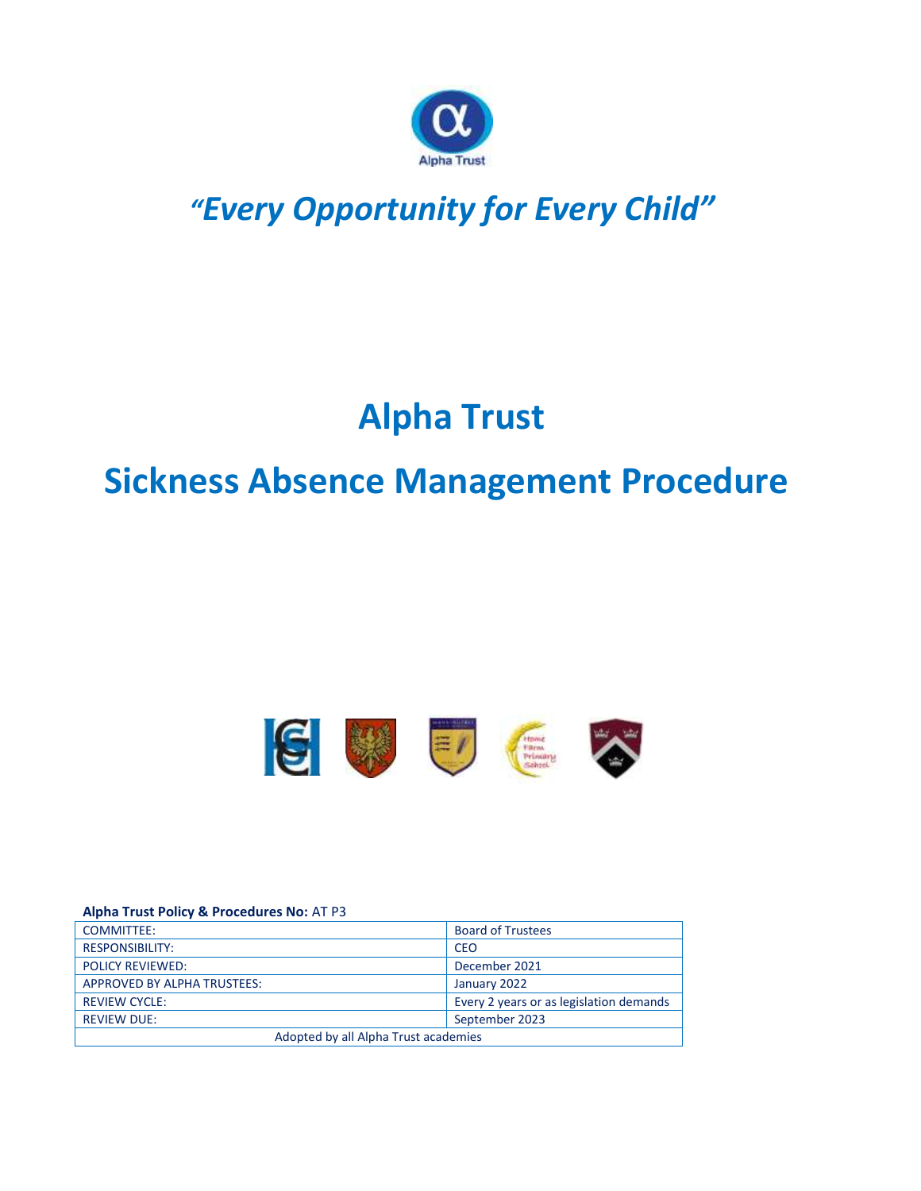Alpha Trust

*"Every Opportunity for Every Child"*

# Alpha Trust

# Sickness Absence Management Procedure

**Alpha Trust Policy & Procedures No:** AT P3

| COMMITTEE: | Board of Trustees |
| --- | --- |
| RESPONSIBILITY: | CEO |
| POLICY REVIEWED: | December 2021 |
| APPROVED BY ALPHA TRUSTEES: | January 2022 |
| REVIEW CYCLE: | Every 2 years or as legislation demands |
| REVIEW DUE: | September 2023 |
| Adopted by all Alpha Trust academies | |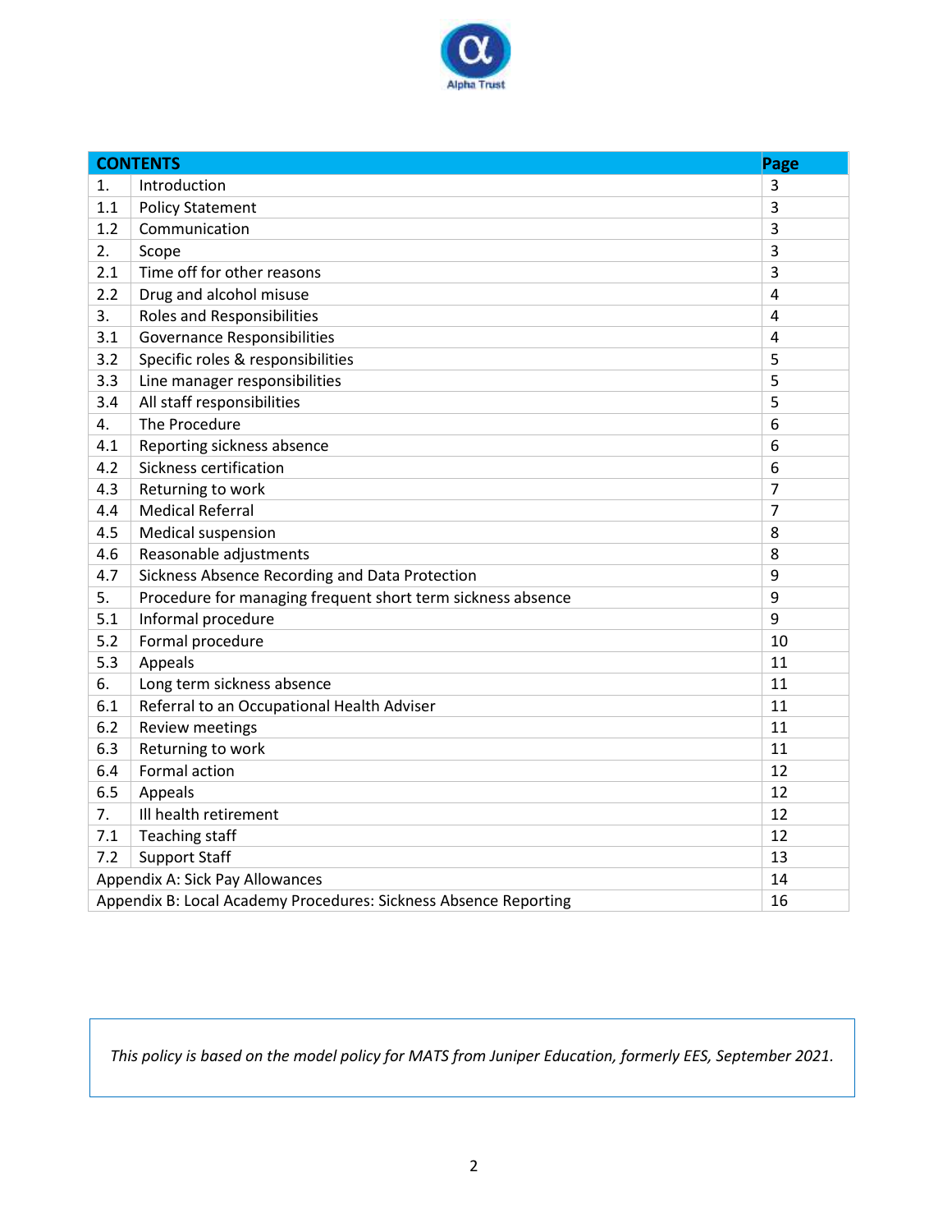| CONTENTS | | Page |
|---|---|---|
| 1. | Introduction | 3 |
| 1.1 | Policy Statement | 3 |
| 1.2 | Communication | 3 |
| 2. | Scope | 3 |
| 2.1 | Time off for other reasons | 3 |
| 2.2 | Drug and alcohol misuse | 4 |
| 3. | Roles and Responsibilities | 4 |
| 3.1 | Governance Responsibilities | 4 |
| 3.2 | Specific roles & responsibilities | 5 |
| 3.3 | Line manager responsibilities | 5 |
| 3.4 | All staff responsibilities | 5 |
| 4. | The Procedure | 6 |
| 4.1 | Reporting sickness absence | 6 |
| 4.2 | Sickness certification | 6 |
| 4.3 | Returning to work | 7 |
| 4.4 | Medical Referral | 7 |
| 4.5 | Medical suspension | 8 |
| 4.6 | Reasonable adjustments | 8 |
| 4.7 | Sickness Absence Recording and Data Protection | 9 |
| 5. | Procedure for managing frequent short term sickness absence | 9 |
| 5.1 | Informal procedure | 9 |
| 5.2 | Formal procedure | 10 |
| 5.3 | Appeals | 11 |
| 6. | Long term sickness absence | 11 |
| 6.1 | Referral to an Occupational Health Adviser | 11 |
| 6.2 | Review meetings | 11 |
| 6.3 | Returning to work | 11 |
| 6.4 | Formal action | 12 |
| 6.5 | Appeals | 12 |
| 7. | Ill health retirement | 12 |
| 7.1 | Teaching staff | 12 |
| 7.2 | Support Staff | 13 |
| Appendix A: Sick Pay Allowances | | 14 |
| Appendix B: Local Academy Procedures: Sickness Absence Reporting | | 16 |

*This policy is based on the model policy for MATS from Juniper Education, formerly EES, September 2021.*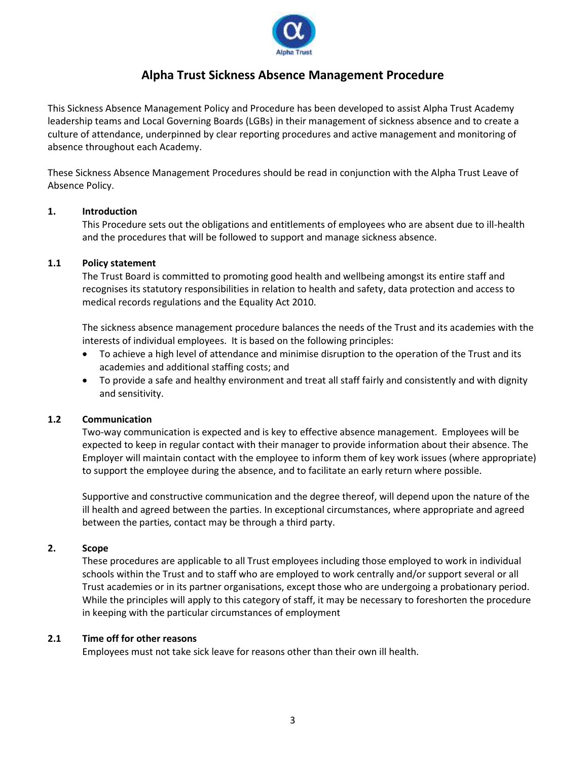# Alpha Trust Sickness Absence Management Procedure

This Sickness Absence Management Policy and Procedure has been developed to assist Alpha Trust Academy leadership teams and Local Governing Boards (LGBs) in their management of sickness absence and to create a culture of attendance, underpinned by clear reporting procedures and active management and monitoring of absence throughout each Academy.

These Sickness Absence Management Procedures should be read in conjunction with the Alpha Trust Leave of Absence Policy.

## 1. Introduction

This Procedure sets out the obligations and entitlements of employees who are absent due to ill-health and the procedures that will be followed to support and manage sickness absence.

### 1.1 Policy statement

The Trust Board is committed to promoting good health and wellbeing amongst its entire staff and recognises its statutory responsibilities in relation to health and safety, data protection and access to medical records regulations and the Equality Act 2010.

The sickness absence management procedure balances the needs of the Trust and its academies with the interests of individual employees. It is based on the following principles:

- To achieve a high level of attendance and minimise disruption to the operation of the Trust and its academies and additional staffing costs; and
- To provide a safe and healthy environment and treat all staff fairly and consistently and with dignity and sensitivity.

### 1.2 Communication

Two-way communication is expected and is key to effective absence management. Employees will be expected to keep in regular contact with their manager to provide information about their absence. The Employer will maintain contact with the employee to inform them of key work issues (where appropriate) to support the employee during the absence, and to facilitate an early return where possible.

Supportive and constructive communication and the degree thereof, will depend upon the nature of the ill health and agreed between the parties. In exceptional circumstances, where appropriate and agreed between the parties, contact may be through a third party.

## 2. Scope

These procedures are applicable to all Trust employees including those employed to work in individual schools within the Trust and to staff who are employed to work centrally and/or support several or all Trust academies or in its partner organisations, except those who are undergoing a probationary period. While the principles will apply to this category of staff, it may be necessary to foreshorten the procedure in keeping with the particular circumstances of employment

### 2.1 Time off for other reasons

Employees must not take sick leave for reasons other than their own ill health.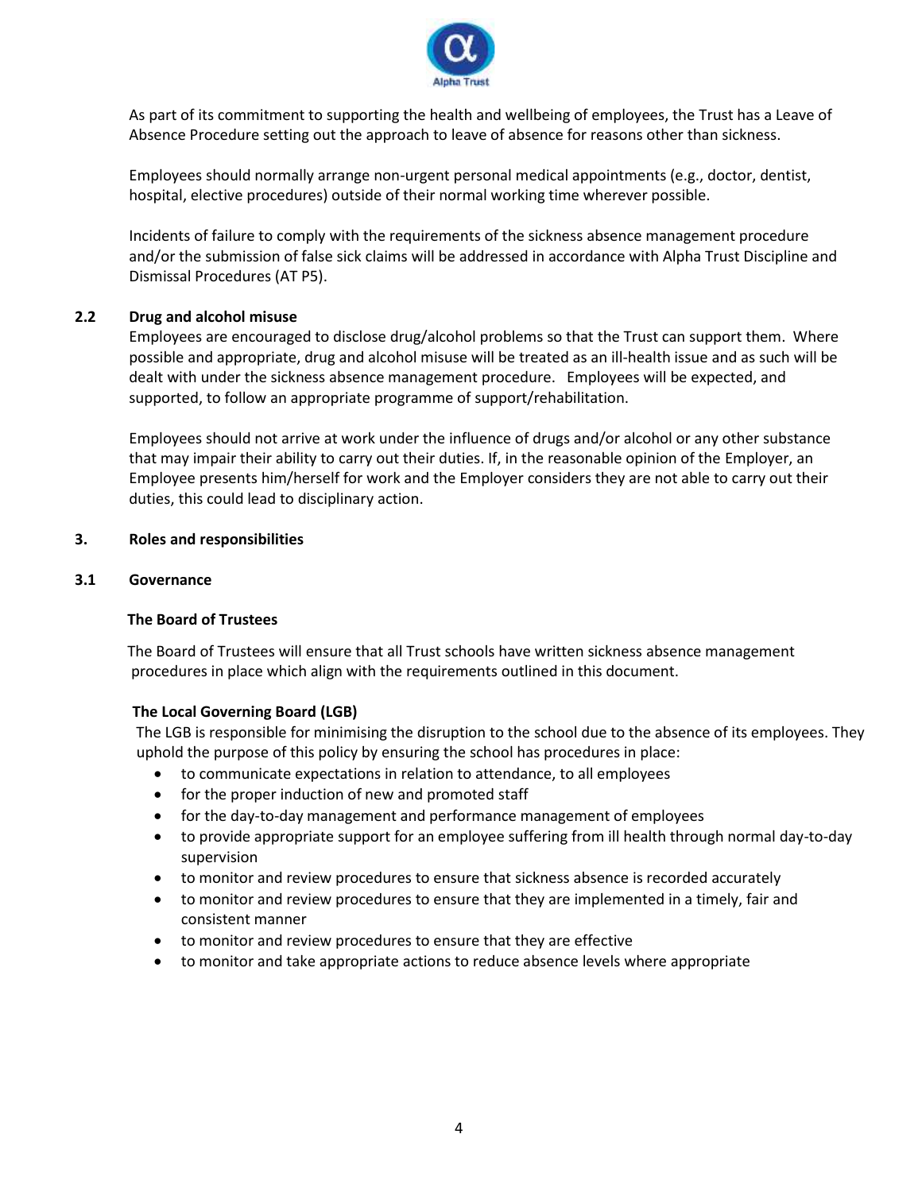As part of its commitment to supporting the health and wellbeing of employees, the Trust has a Leave of Absence Procedure setting out the approach to leave of absence for reasons other than sickness.

Employees should normally arrange non-urgent personal medical appointments (e.g., doctor, dentist, hospital, elective procedures) outside of their normal working time wherever possible.

Incidents of failure to comply with the requirements of the sickness absence management procedure and/or the submission of false sick claims will be addressed in accordance with Alpha Trust Discipline and Dismissal Procedures (AT P5).

### 2.2 Drug and alcohol misuse

Employees are encouraged to disclose drug/alcohol problems so that the Trust can support them. Where possible and appropriate, drug and alcohol misuse will be treated as an ill-health issue and as such will be dealt with under the sickness absence management procedure. Employees will be expected, and supported, to follow an appropriate programme of support/rehabilitation.

Employees should not arrive at work under the influence of drugs and/or alcohol or any other substance that may impair their ability to carry out their duties. If, in the reasonable opinion of the Employer, an Employee presents him/herself for work and the Employer considers they are not able to carry out their duties, this could lead to disciplinary action.

## 3. Roles and responsibilities

### 3.1 Governance

**The Board of Trustees**

The Board of Trustees will ensure that all Trust schools have written sickness absence management procedures in place which align with the requirements outlined in this document.

**The Local Governing Board (LGB)**

The LGB is responsible for minimising the disruption to the school due to the absence of its employees. They uphold the purpose of this policy by ensuring the school has procedures in place:

- to communicate expectations in relation to attendance, to all employees
- for the proper induction of new and promoted staff
- for the day-to-day management and performance management of employees
- to provide appropriate support for an employee suffering from ill health through normal day-to-day supervision
- to monitor and review procedures to ensure that sickness absence is recorded accurately
- to monitor and review procedures to ensure that they are implemented in a timely, fair and consistent manner
- to monitor and review procedures to ensure that they are effective
- to monitor and take appropriate actions to reduce absence levels where appropriate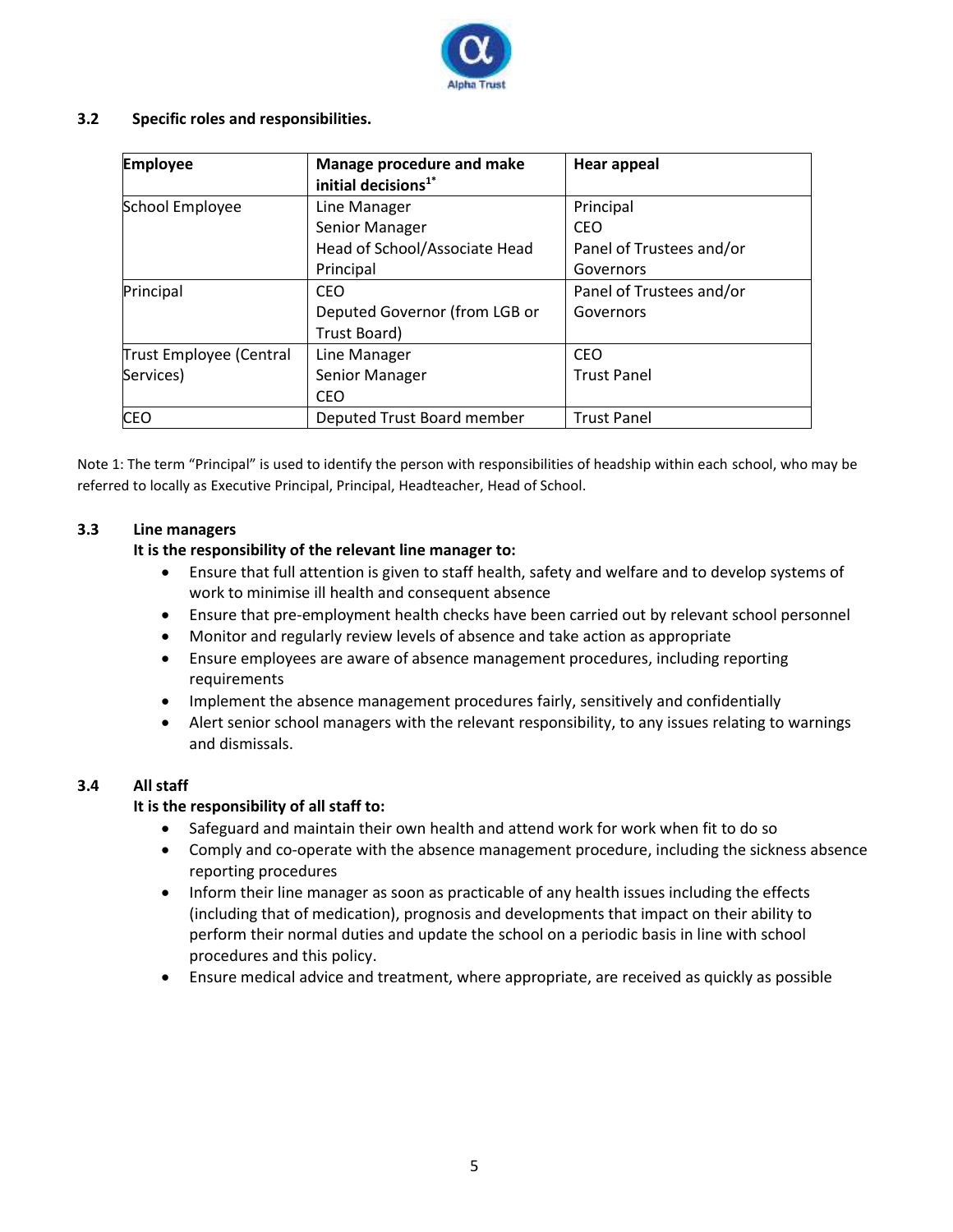### 3.2 Specific roles and responsibilities.

| Employee | Manage procedure and make initial decisions[1*] | Hear appeal |
|---|---|---|
| School Employee | Line Manager<br>Senior Manager<br>Head of School/Associate Head<br>Principal | Principal<br>CEO<br>Panel of Trustees and/or Governors |
| Principal | CEO<br>Deputed Governor (from LGB or Trust Board) | Panel of Trustees and/or Governors |
| Trust Employee (Central Services) | Line Manager<br>Senior Manager<br>CEO | CEO<br>Trust Panel |
| CEO | Deputed Trust Board member | Trust Panel |

Note 1: The term "Principal" is used to identify the person with responsibilities of headship within each school, who may be referred to locally as Executive Principal, Principal, Headteacher, Head of School.

### 3.3 Line managers

**It is the responsibility of the relevant line manager to:**

- Ensure that full attention is given to staff health, safety and welfare and to develop systems of work to minimise ill health and consequent absence
- Ensure that pre-employment health checks have been carried out by relevant school personnel
- Monitor and regularly review levels of absence and take action as appropriate
- Ensure employees are aware of absence management procedures, including reporting requirements
- Implement the absence management procedures fairly, sensitively and confidentially
- Alert senior school managers with the relevant responsibility, to any issues relating to warnings and dismissals.

### 3.4 All staff

**It is the responsibility of all staff to:**

- Safeguard and maintain their own health and attend work for work when fit to do so
- Comply and co-operate with the absence management procedure, including the sickness absence reporting procedures
- Inform their line manager as soon as practicable of any health issues including the effects (including that of medication), prognosis and developments that impact on their ability to perform their normal duties and update the school on a periodic basis in line with school procedures and this policy.
- Ensure medical advice and treatment, where appropriate, are received as quickly as possible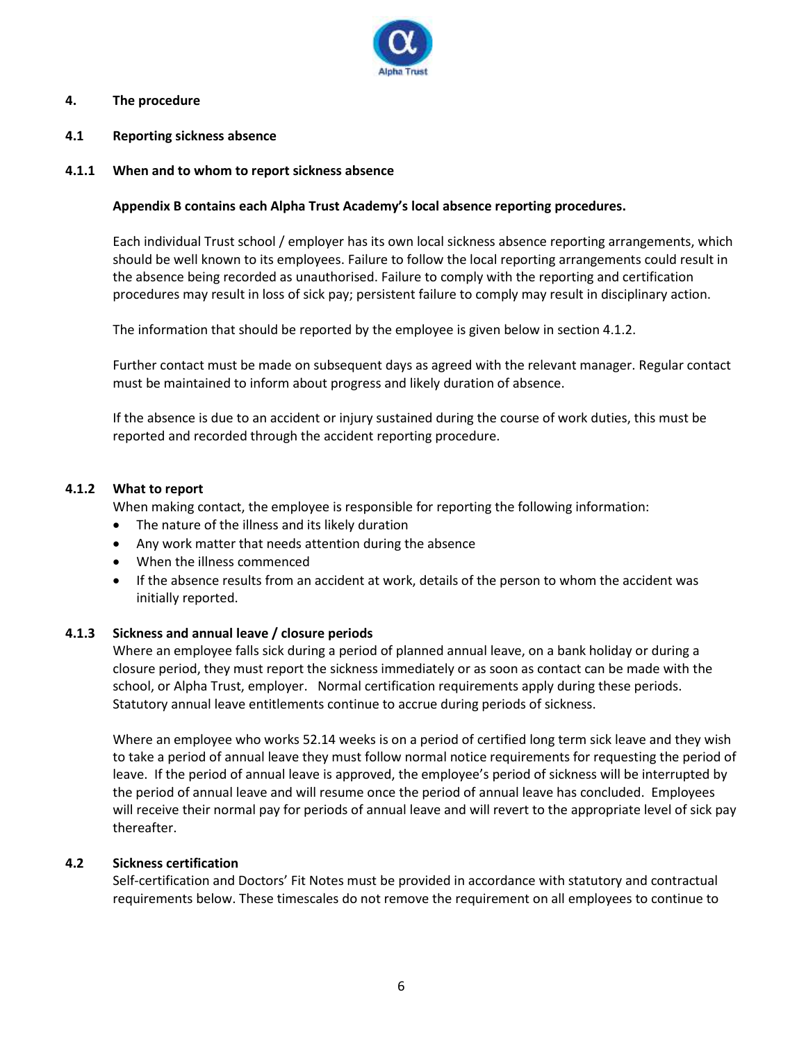## 4. The procedure

### 4.1 Reporting sickness absence

#### 4.1.1 When and to whom to report sickness absence

**Appendix B contains each Alpha Trust Academy's local absence reporting procedures.**

Each individual Trust school / employer has its own local sickness absence reporting arrangements, which should be well known to its employees. Failure to follow the local reporting arrangements could result in the absence being recorded as unauthorised. Failure to comply with the reporting and certification procedures may result in loss of sick pay; persistent failure to comply may result in disciplinary action.

The information that should be reported by the employee is given below in section 4.1.2.

Further contact must be made on subsequent days as agreed with the relevant manager. Regular contact must be maintained to inform about progress and likely duration of absence.

If the absence is due to an accident or injury sustained during the course of work duties, this must be reported and recorded through the accident reporting procedure.

#### 4.1.2 What to report

When making contact, the employee is responsible for reporting the following information:

- The nature of the illness and its likely duration
- Any work matter that needs attention during the absence
- When the illness commenced
- If the absence results from an accident at work, details of the person to whom the accident was initially reported.

#### 4.1.3 Sickness and annual leave / closure periods

Where an employee falls sick during a period of planned annual leave, on a bank holiday or during a closure period, they must report the sickness immediately or as soon as contact can be made with the school, or Alpha Trust, employer. Normal certification requirements apply during these periods. Statutory annual leave entitlements continue to accrue during periods of sickness.

Where an employee who works 52.14 weeks is on a period of certified long term sick leave and they wish to take a period of annual leave they must follow normal notice requirements for requesting the period of leave. If the period of annual leave is approved, the employee's period of sickness will be interrupted by the period of annual leave and will resume once the period of annual leave has concluded. Employees will receive their normal pay for periods of annual leave and will revert to the appropriate level of sick pay thereafter.

### 4.2 Sickness certification

Self-certification and Doctors' Fit Notes must be provided in accordance with statutory and contractual requirements below. These timescales do not remove the requirement on all employees to continue to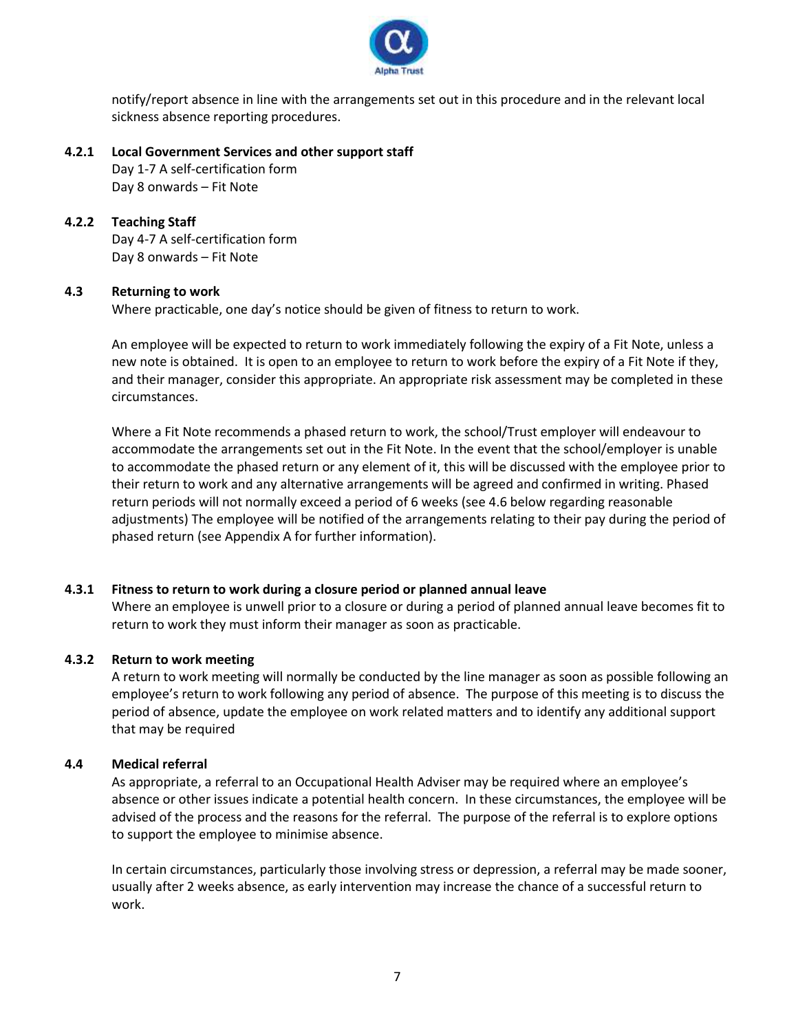notify/report absence in line with the arrangements set out in this procedure and in the relevant local sickness absence reporting procedures.

#### 4.2.1 Local Government Services and other support staff

Day 1-7 A self-certification form
Day 8 onwards – Fit Note

#### 4.2.2 Teaching Staff

Day 4-7 A self-certification form
Day 8 onwards – Fit Note

### 4.3 Returning to work

Where practicable, one day's notice should be given of fitness to return to work.

An employee will be expected to return to work immediately following the expiry of a Fit Note, unless a new note is obtained. It is open to an employee to return to work before the expiry of a Fit Note if they, and their manager, consider this appropriate. An appropriate risk assessment may be completed in these circumstances.

Where a Fit Note recommends a phased return to work, the school/Trust employer will endeavour to accommodate the arrangements set out in the Fit Note. In the event that the school/employer is unable to accommodate the phased return or any element of it, this will be discussed with the employee prior to their return to work and any alternative arrangements will be agreed and confirmed in writing. Phased return periods will not normally exceed a period of 6 weeks (see 4.6 below regarding reasonable adjustments) The employee will be notified of the arrangements relating to their pay during the period of phased return (see Appendix A for further information).

#### 4.3.1 Fitness to return to work during a closure period or planned annual leave

Where an employee is unwell prior to a closure or during a period of planned annual leave becomes fit to return to work they must inform their manager as soon as practicable.

#### 4.3.2 Return to work meeting

A return to work meeting will normally be conducted by the line manager as soon as possible following an employee's return to work following any period of absence. The purpose of this meeting is to discuss the period of absence, update the employee on work related matters and to identify any additional support that may be required

### 4.4 Medical referral

As appropriate, a referral to an Occupational Health Adviser may be required where an employee's absence or other issues indicate a potential health concern. In these circumstances, the employee will be advised of the process and the reasons for the referral. The purpose of the referral is to explore options to support the employee to minimise absence.

In certain circumstances, particularly those involving stress or depression, a referral may be made sooner, usually after 2 weeks absence, as early intervention may increase the chance of a successful return to work.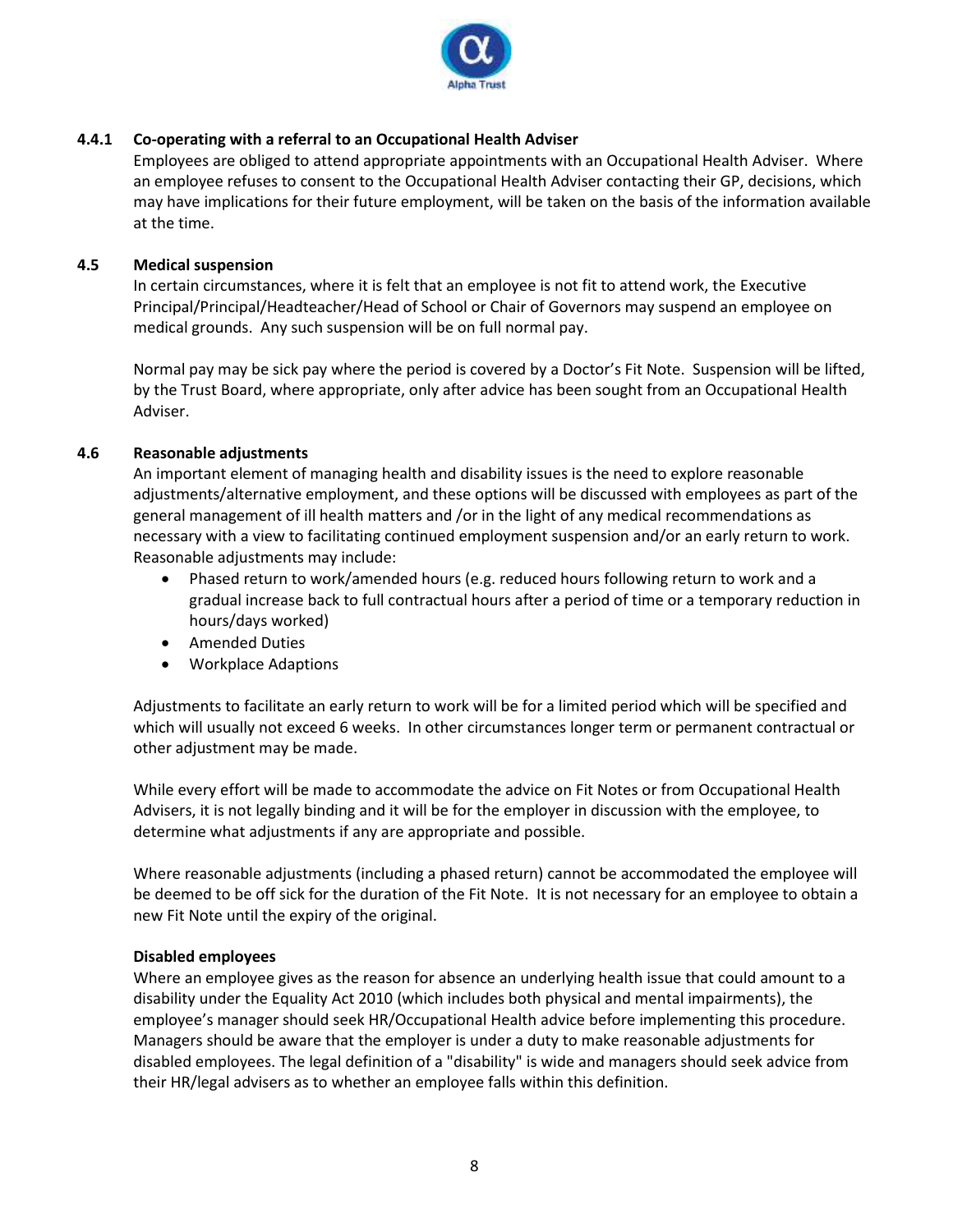#### 4.4.1 Co-operating with a referral to an Occupational Health Adviser

Employees are obliged to attend appropriate appointments with an Occupational Health Adviser. Where an employee refuses to consent to the Occupational Health Adviser contacting their GP, decisions, which may have implications for their future employment, will be taken on the basis of the information available at the time.

### 4.5 Medical suspension

In certain circumstances, where it is felt that an employee is not fit to attend work, the Executive Principal/Principal/Headteacher/Head of School or Chair of Governors may suspend an employee on medical grounds. Any such suspension will be on full normal pay.

Normal pay may be sick pay where the period is covered by a Doctor's Fit Note. Suspension will be lifted, by the Trust Board, where appropriate, only after advice has been sought from an Occupational Health Adviser.

### 4.6 Reasonable adjustments

An important element of managing health and disability issues is the need to explore reasonable adjustments/alternative employment, and these options will be discussed with employees as part of the general management of ill health matters and /or in the light of any medical recommendations as necessary with a view to facilitating continued employment suspension and/or an early return to work. Reasonable adjustments may include:

- Phased return to work/amended hours (e.g. reduced hours following return to work and a gradual increase back to full contractual hours after a period of time or a temporary reduction in hours/days worked)
- Amended Duties
- Workplace Adaptions

Adjustments to facilitate an early return to work will be for a limited period which will be specified and which will usually not exceed 6 weeks. In other circumstances longer term or permanent contractual or other adjustment may be made.

While every effort will be made to accommodate the advice on Fit Notes or from Occupational Health Advisers, it is not legally binding and it will be for the employer in discussion with the employee, to determine what adjustments if any are appropriate and possible.

Where reasonable adjustments (including a phased return) cannot be accommodated the employee will be deemed to be off sick for the duration of the Fit Note. It is not necessary for an employee to obtain a new Fit Note until the expiry of the original.

**Disabled employees**

Where an employee gives as the reason for absence an underlying health issue that could amount to a disability under the Equality Act 2010 (which includes both physical and mental impairments), the employee's manager should seek HR/Occupational Health advice before implementing this procedure. Managers should be aware that the employer is under a duty to make reasonable adjustments for disabled employees. The legal definition of a "disability" is wide and managers should seek advice from their HR/legal advisers as to whether an employee falls within this definition.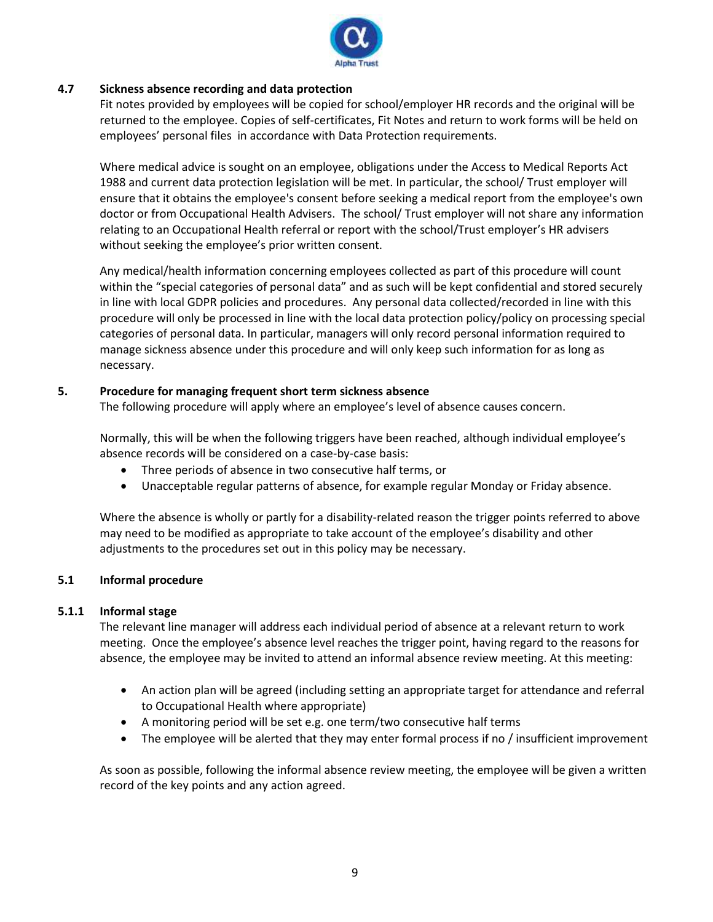### 4.7 Sickness absence recording and data protection

Fit notes provided by employees will be copied for school/employer HR records and the original will be returned to the employee. Copies of self-certificates, Fit Notes and return to work forms will be held on employees' personal files in accordance with Data Protection requirements.

Where medical advice is sought on an employee, obligations under the Access to Medical Reports Act 1988 and current data protection legislation will be met. In particular, the school/ Trust employer will ensure that it obtains the employee's consent before seeking a medical report from the employee's own doctor or from Occupational Health Advisers. The school/ Trust employer will not share any information relating to an Occupational Health referral or report with the school/Trust employer's HR advisers without seeking the employee's prior written consent.

Any medical/health information concerning employees collected as part of this procedure will count within the "special categories of personal data" and as such will be kept confidential and stored securely in line with local GDPR policies and procedures. Any personal data collected/recorded in line with this procedure will only be processed in line with the local data protection policy/policy on processing special categories of personal data. In particular, managers will only record personal information required to manage sickness absence under this procedure and will only keep such information for as long as necessary.

## 5. Procedure for managing frequent short term sickness absence

The following procedure will apply where an employee's level of absence causes concern.

Normally, this will be when the following triggers have been reached, although individual employee's absence records will be considered on a case-by-case basis:

- Three periods of absence in two consecutive half terms, or
- Unacceptable regular patterns of absence, for example regular Monday or Friday absence.

Where the absence is wholly or partly for a disability-related reason the trigger points referred to above may need to be modified as appropriate to take account of the employee's disability and other adjustments to the procedures set out in this policy may be necessary.

### 5.1 Informal procedure

#### 5.1.1 Informal stage

The relevant line manager will address each individual period of absence at a relevant return to work meeting. Once the employee's absence level reaches the trigger point, having regard to the reasons for absence, the employee may be invited to attend an informal absence review meeting. At this meeting:

- An action plan will be agreed (including setting an appropriate target for attendance and referral to Occupational Health where appropriate)
- A monitoring period will be set e.g. one term/two consecutive half terms
- The employee will be alerted that they may enter formal process if no / insufficient improvement

As soon as possible, following the informal absence review meeting, the employee will be given a written record of the key points and any action agreed.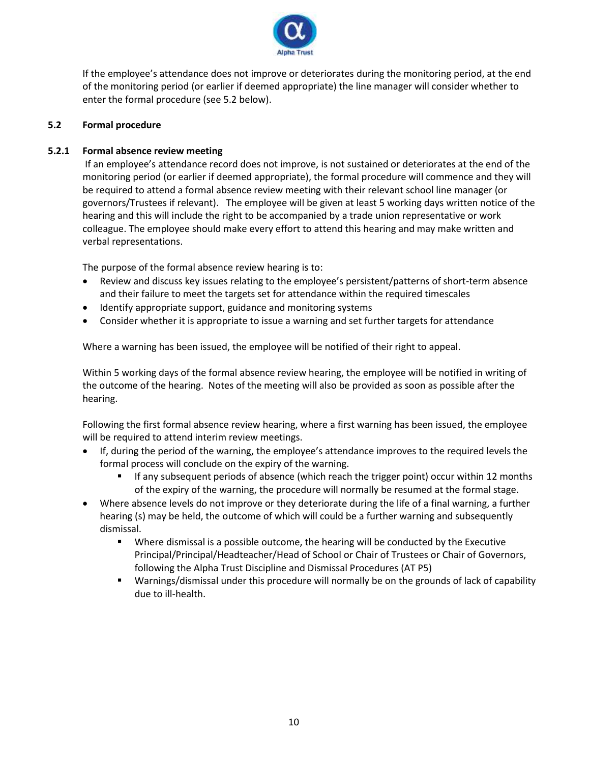If the employee's attendance does not improve or deteriorates during the monitoring period, at the end of the monitoring period (or earlier if deemed appropriate) the line manager will consider whether to enter the formal procedure (see 5.2 below).

## 5.2 Formal procedure

### 5.2.1 Formal absence review meeting

If an employee's attendance record does not improve, is not sustained or deteriorates at the end of the monitoring period (or earlier if deemed appropriate), the formal procedure will commence and they will be required to attend a formal absence review meeting with their relevant school line manager (or governors/Trustees if relevant). The employee will be given at least 5 working days written notice of the hearing and this will include the right to be accompanied by a trade union representative or work colleague. The employee should make every effort to attend this hearing and may make written and verbal representations.

The purpose of the formal absence review hearing is to:

- Review and discuss key issues relating to the employee's persistent/patterns of short-term absence and their failure to meet the targets set for attendance within the required timescales
- Identify appropriate support, guidance and monitoring systems
- Consider whether it is appropriate to issue a warning and set further targets for attendance

Where a warning has been issued, the employee will be notified of their right to appeal.

Within 5 working days of the formal absence review hearing, the employee will be notified in writing of the outcome of the hearing. Notes of the meeting will also be provided as soon as possible after the hearing.

Following the first formal absence review hearing, where a first warning has been issued, the employee will be required to attend interim review meetings.

- If, during the period of the warning, the employee's attendance improves to the required levels the formal process will conclude on the expiry of the warning.
    - If any subsequent periods of absence (which reach the trigger point) occur within 12 months of the expiry of the warning, the procedure will normally be resumed at the formal stage.
- Where absence levels do not improve or they deteriorate during the life of a final warning, a further hearing (s) may be held, the outcome of which will could be a further warning and subsequently dismissal.
    - Where dismissal is a possible outcome, the hearing will be conducted by the Executive Principal/Principal/Headteacher/Head of School or Chair of Trustees or Chair of Governors, following the Alpha Trust Discipline and Dismissal Procedures (AT P5)
    - Warnings/dismissal under this procedure will normally be on the grounds of lack of capability due to ill-health.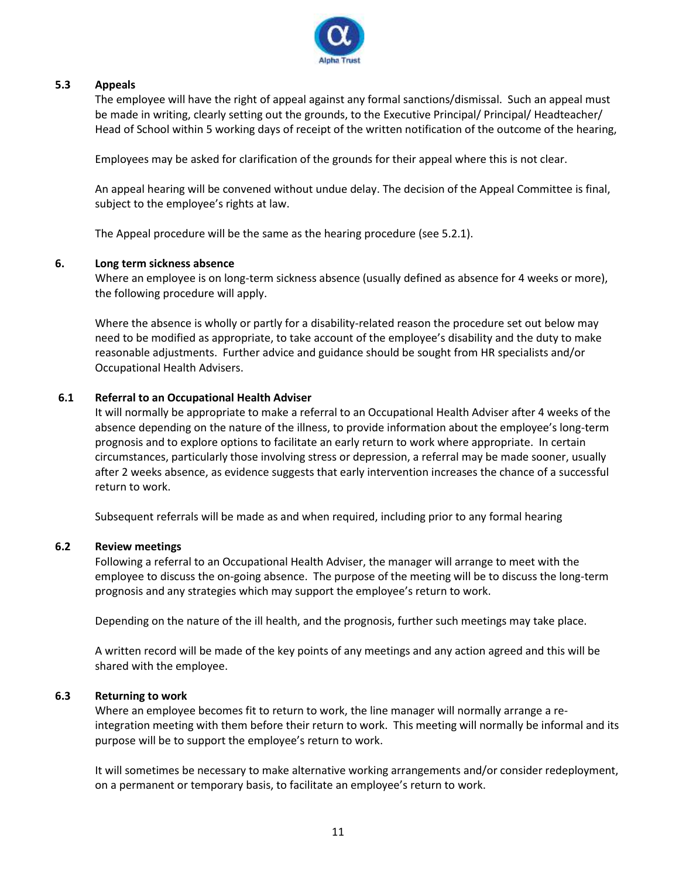### 5.3 Appeals

The employee will have the right of appeal against any formal sanctions/dismissal. Such an appeal must be made in writing, clearly setting out the grounds, to the Executive Principal/ Principal/ Headteacher/ Head of School within 5 working days of receipt of the written notification of the outcome of the hearing,

Employees may be asked for clarification of the grounds for their appeal where this is not clear.

An appeal hearing will be convened without undue delay. The decision of the Appeal Committee is final, subject to the employee's rights at law.

The Appeal procedure will be the same as the hearing procedure (see 5.2.1).

## 6. Long term sickness absence

Where an employee is on long-term sickness absence (usually defined as absence for 4 weeks or more), the following procedure will apply.

Where the absence is wholly or partly for a disability-related reason the procedure set out below may need to be modified as appropriate, to take account of the employee's disability and the duty to make reasonable adjustments. Further advice and guidance should be sought from HR specialists and/or Occupational Health Advisers.

### 6.1 Referral to an Occupational Health Adviser

It will normally be appropriate to make a referral to an Occupational Health Adviser after 4 weeks of the absence depending on the nature of the illness, to provide information about the employee's long-term prognosis and to explore options to facilitate an early return to work where appropriate. In certain circumstances, particularly those involving stress or depression, a referral may be made sooner, usually after 2 weeks absence, as evidence suggests that early intervention increases the chance of a successful return to work.

Subsequent referrals will be made as and when required, including prior to any formal hearing

### 6.2 Review meetings

Following a referral to an Occupational Health Adviser, the manager will arrange to meet with the employee to discuss the on-going absence. The purpose of the meeting will be to discuss the long-term prognosis and any strategies which may support the employee's return to work.

Depending on the nature of the ill health, and the prognosis, further such meetings may take place.

A written record will be made of the key points of any meetings and any action agreed and this will be shared with the employee.

### 6.3 Returning to work

Where an employee becomes fit to return to work, the line manager will normally arrange a re-integration meeting with them before their return to work. This meeting will normally be informal and its purpose will be to support the employee's return to work.

It will sometimes be necessary to make alternative working arrangements and/or consider redeployment, on a permanent or temporary basis, to facilitate an employee's return to work.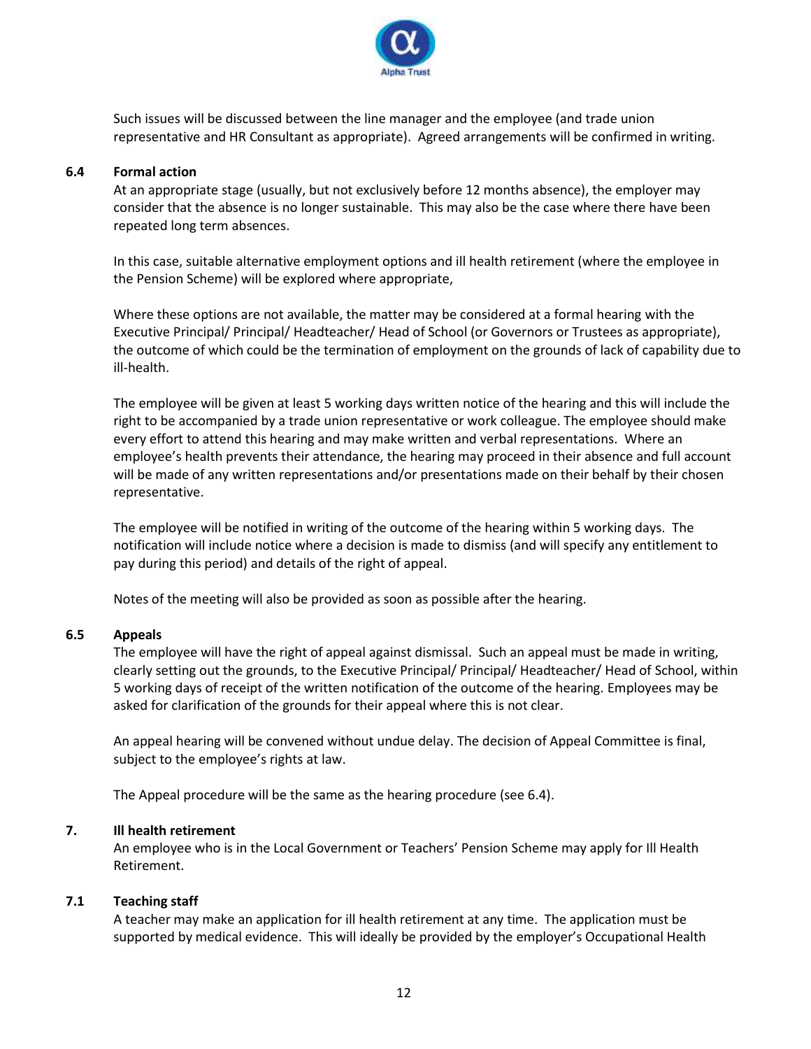Such issues will be discussed between the line manager and the employee (and trade union representative and HR Consultant as appropriate). Agreed arrangements will be confirmed in writing.

### 6.4 Formal action

At an appropriate stage (usually, but not exclusively before 12 months absence), the employer may consider that the absence is no longer sustainable. This may also be the case where there have been repeated long term absences.

In this case, suitable alternative employment options and ill health retirement (where the employee in the Pension Scheme) will be explored where appropriate,

Where these options are not available, the matter may be considered at a formal hearing with the Executive Principal/ Principal/ Headteacher/ Head of School (or Governors or Trustees as appropriate), the outcome of which could be the termination of employment on the grounds of lack of capability due to ill-health.

The employee will be given at least 5 working days written notice of the hearing and this will include the right to be accompanied by a trade union representative or work colleague. The employee should make every effort to attend this hearing and may make written and verbal representations. Where an employee's health prevents their attendance, the hearing may proceed in their absence and full account will be made of any written representations and/or presentations made on their behalf by their chosen representative.

The employee will be notified in writing of the outcome of the hearing within 5 working days. The notification will include notice where a decision is made to dismiss (and will specify any entitlement to pay during this period) and details of the right of appeal.

Notes of the meeting will also be provided as soon as possible after the hearing.

### 6.5 Appeals

The employee will have the right of appeal against dismissal. Such an appeal must be made in writing, clearly setting out the grounds, to the Executive Principal/ Principal/ Headteacher/ Head of School, within 5 working days of receipt of the written notification of the outcome of the hearing. Employees may be asked for clarification of the grounds for their appeal where this is not clear.

An appeal hearing will be convened without undue delay. The decision of Appeal Committee is final, subject to the employee's rights at law.

The Appeal procedure will be the same as the hearing procedure (see 6.4).

## 7. Ill health retirement

An employee who is in the Local Government or Teachers' Pension Scheme may apply for Ill Health Retirement.

### 7.1 Teaching staff

A teacher may make an application for ill health retirement at any time. The application must be supported by medical evidence. This will ideally be provided by the employer's Occupational Health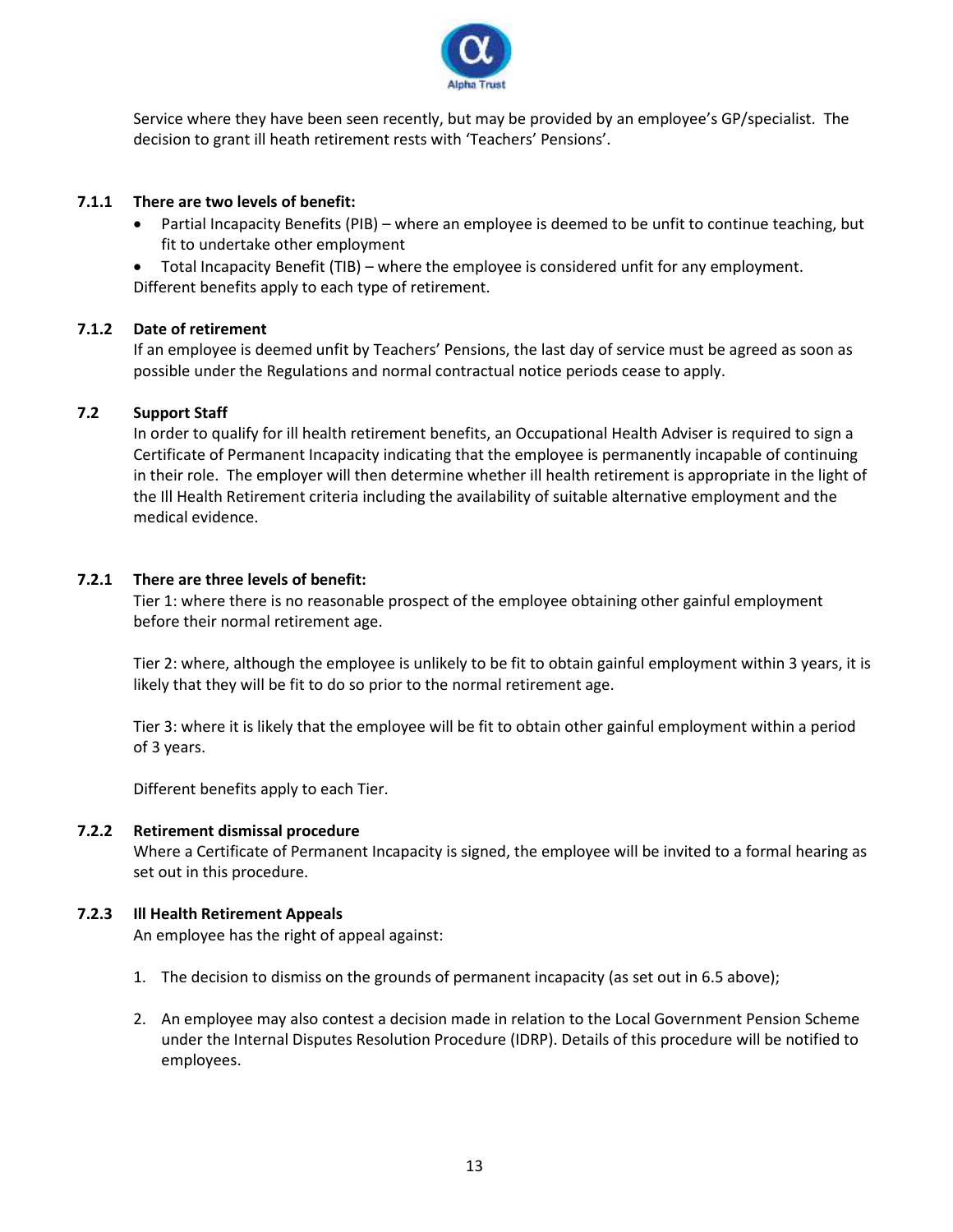Service where they have been seen recently, but may be provided by an employee's GP/specialist. The decision to grant ill heath retirement rests with 'Teachers' Pensions'.

### 7.1.1 There are two levels of benefit:

- Partial Incapacity Benefits (PIB) – where an employee is deemed to be unfit to continue teaching, but fit to undertake other employment
- Total Incapacity Benefit (TIB) – where the employee is considered unfit for any employment.

Different benefits apply to each type of retirement.

### 7.1.2 Date of retirement

If an employee is deemed unfit by Teachers' Pensions, the last day of service must be agreed as soon as possible under the Regulations and normal contractual notice periods cease to apply.

## 7.2 Support Staff

In order to qualify for ill health retirement benefits, an Occupational Health Adviser is required to sign a Certificate of Permanent Incapacity indicating that the employee is permanently incapable of continuing in their role. The employer will then determine whether ill health retirement is appropriate in the light of the Ill Health Retirement criteria including the availability of suitable alternative employment and the medical evidence.

### 7.2.1 There are three levels of benefit:

Tier 1: where there is no reasonable prospect of the employee obtaining other gainful employment before their normal retirement age.

Tier 2: where, although the employee is unlikely to be fit to obtain gainful employment within 3 years, it is likely that they will be fit to do so prior to the normal retirement age.

Tier 3: where it is likely that the employee will be fit to obtain other gainful employment within a period of 3 years.

Different benefits apply to each Tier.

### 7.2.2 Retirement dismissal procedure

Where a Certificate of Permanent Incapacity is signed, the employee will be invited to a formal hearing as set out in this procedure.

### 7.2.3 Ill Health Retirement Appeals

An employee has the right of appeal against:

1. The decision to dismiss on the grounds of permanent incapacity (as set out in 6.5 above);
2. An employee may also contest a decision made in relation to the Local Government Pension Scheme under the Internal Disputes Resolution Procedure (IDRP). Details of this procedure will be notified to employees.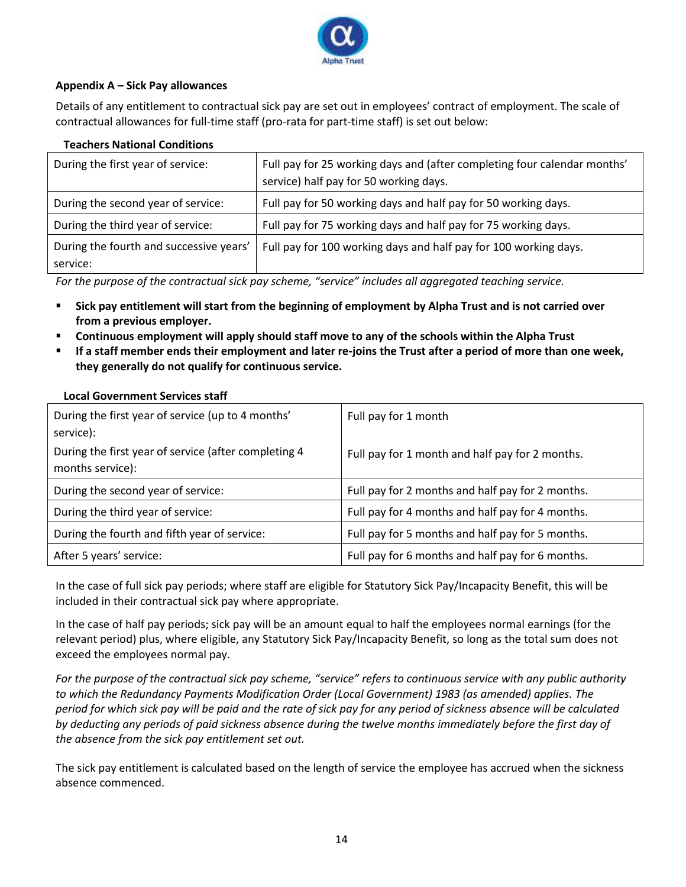### Appendix A – Sick Pay allowances

Details of any entitlement to contractual sick pay are set out in employees' contract of employment. The scale of contractual allowances for full-time staff (pro-rata for part-time staff) is set out below:

**Teachers National Conditions**

| | |
|---|---|
| During the first year of service: | Full pay for 25 working days and (after completing four calendar months' service) half pay for 50 working days. |
| During the second year of service: | Full pay for 50 working days and half pay for 50 working days. |
| During the third year of service: | Full pay for 75 working days and half pay for 75 working days. |
| During the fourth and successive years' service: | Full pay for 100 working days and half pay for 100 working days. |

*For the purpose of the contractual sick pay scheme, "service" includes all aggregated teaching service.*

- **Sick pay entitlement will start from the beginning of employment by Alpha Trust and is not carried over from a previous employer.**
- **Continuous employment will apply should staff move to any of the schools within the Alpha Trust**
- **If a staff member ends their employment and later re-joins the Trust after a period of more than one week, they generally do not qualify for continuous service.**

**Local Government Services staff**

| | |
|---|---|
| During the first year of service (up to 4 months' service): | Full pay for 1 month |
| During the first year of service (after completing 4 months service): | Full pay for 1 month and half pay for 2 months. |
| During the second year of service: | Full pay for 2 months and half pay for 2 months. |
| During the third year of service: | Full pay for 4 months and half pay for 4 months. |
| During the fourth and fifth year of service: | Full pay for 5 months and half pay for 5 months. |
| After 5 years' service: | Full pay for 6 months and half pay for 6 months. |

In the case of full sick pay periods; where staff are eligible for Statutory Sick Pay/Incapacity Benefit, this will be included in their contractual sick pay where appropriate.

In the case of half pay periods; sick pay will be an amount equal to half the employees normal earnings (for the relevant period) plus, where eligible, any Statutory Sick Pay/Incapacity Benefit, so long as the total sum does not exceed the employees normal pay.

*For the purpose of the contractual sick pay scheme, "service" refers to continuous service with any public authority to which the Redundancy Payments Modification Order (Local Government) 1983 (as amended) applies. The period for which sick pay will be paid and the rate of sick pay for any period of sickness absence will be calculated by deducting any periods of paid sickness absence during the twelve months immediately before the first day of the absence from the sick pay entitlement set out.*

The sick pay entitlement is calculated based on the length of service the employee has accrued when the sickness absence commenced.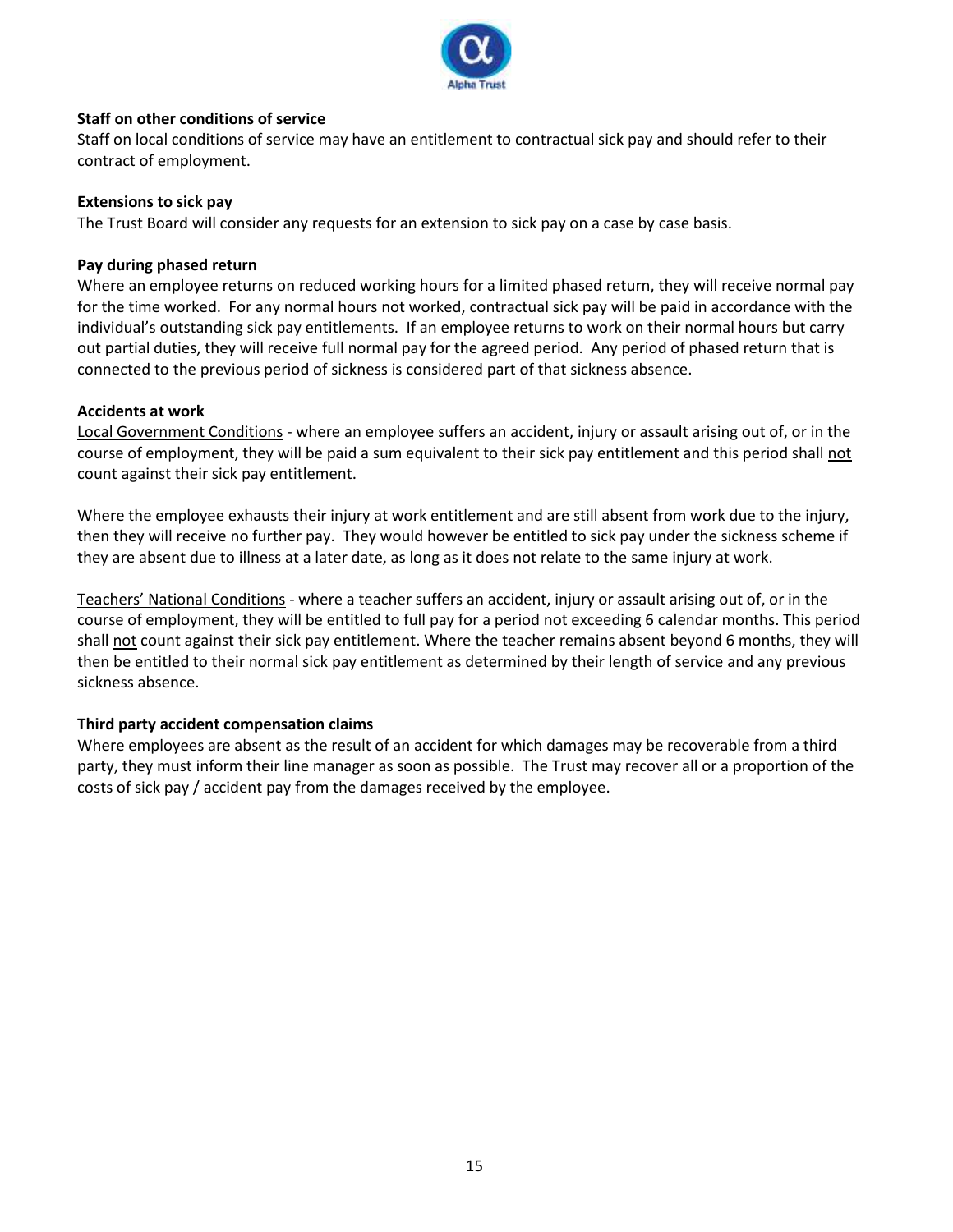**Staff on other conditions of service**

Staff on local conditions of service may have an entitlement to contractual sick pay and should refer to their contract of employment.

**Extensions to sick pay**

The Trust Board will consider any requests for an extension to sick pay on a case by case basis.

**Pay during phased return**

Where an employee returns on reduced working hours for a limited phased return, they will receive normal pay for the time worked. For any normal hours not worked, contractual sick pay will be paid in accordance with the individual's outstanding sick pay entitlements. If an employee returns to work on their normal hours but carry out partial duties, they will receive full normal pay for the agreed period. Any period of phased return that is connected to the previous period of sickness is considered part of that sickness absence.

**Accidents at work**

<u>Local Government Conditions</u> - where an employee suffers an accident, injury or assault arising out of, or in the course of employment, they will be paid a sum equivalent to their sick pay entitlement and this period shall <u>not</u> count against their sick pay entitlement.

Where the employee exhausts their injury at work entitlement and are still absent from work due to the injury, then they will receive no further pay. They would however be entitled to sick pay under the sickness scheme if they are absent due to illness at a later date, as long as it does not relate to the same injury at work.

<u>Teachers' National Conditions</u> - where a teacher suffers an accident, injury or assault arising out of, or in the course of employment, they will be entitled to full pay for a period not exceeding 6 calendar months. This period shall <u>not</u> count against their sick pay entitlement. Where the teacher remains absent beyond 6 months, they will then be entitled to their normal sick pay entitlement as determined by their length of service and any previous sickness absence.

**Third party accident compensation claims**

Where employees are absent as the result of an accident for which damages may be recoverable from a third party, they must inform their line manager as soon as possible. The Trust may recover all or a proportion of the costs of sick pay / accident pay from the damages received by the employee.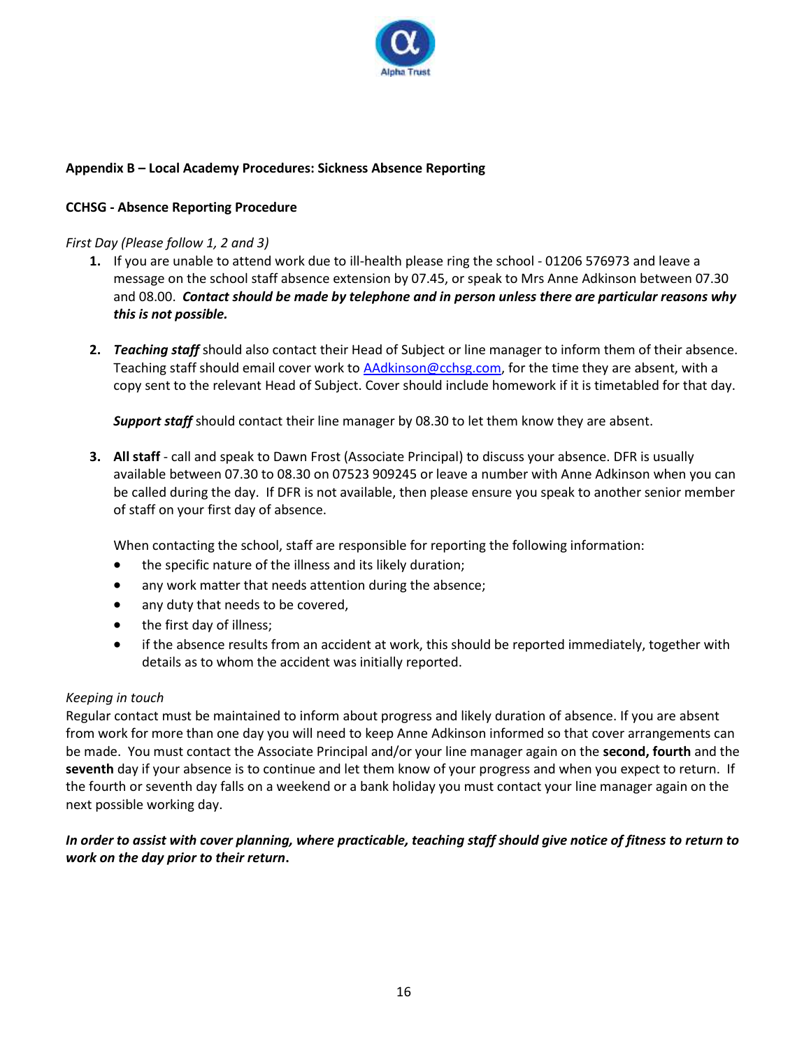**Appendix B – Local Academy Procedures: Sickness Absence Reporting**

**CCHSG - Absence Reporting Procedure**

*First Day (Please follow 1, 2 and 3)*

1. If you are unable to attend work due to ill-health please ring the school - 01206 576973 and leave a message on the school staff absence extension by 07.45, or speak to Mrs Anne Adkinson between 07.30 and 08.00. ***Contact should be made by telephone and in person unless there are particular reasons why this is not possible.***

2. ***Teaching staff*** should also contact their Head of Subject or line manager to inform them of their absence. Teaching staff should email cover work to AAdkinson@cchsg.com, for the time they are absent, with a copy sent to the relevant Head of Subject. Cover should include homework if it is timetabled for that day.

   ***Support staff*** should contact their line manager by 08.30 to let them know they are absent.

3. **All staff** - call and speak to Dawn Frost (Associate Principal) to discuss your absence. DFR is usually available between 07.30 to 08.30 on 07523 909245 or leave a number with Anne Adkinson when you can be called during the day. If DFR is not available, then please ensure you speak to another senior member of staff on your first day of absence.

   When contacting the school, staff are responsible for reporting the following information:

   - the specific nature of the illness and its likely duration;
   - any work matter that needs attention during the absence;
   - any duty that needs to be covered,
   - the first day of illness;
   - if the absence results from an accident at work, this should be reported immediately, together with details as to whom the accident was initially reported.

*Keeping in touch*

Regular contact must be maintained to inform about progress and likely duration of absence. If you are absent from work for more than one day you will need to keep Anne Adkinson informed so that cover arrangements can be made. You must contact the Associate Principal and/or your line manager again on the **second, fourth** and the **seventh** day if your absence is to continue and let them know of your progress and when you expect to return. If the fourth or seventh day falls on a weekend or a bank holiday you must contact your line manager again on the next possible working day.

***In order to assist with cover planning, where practicable, teaching staff should give notice of fitness to return to work on the day prior to their return.***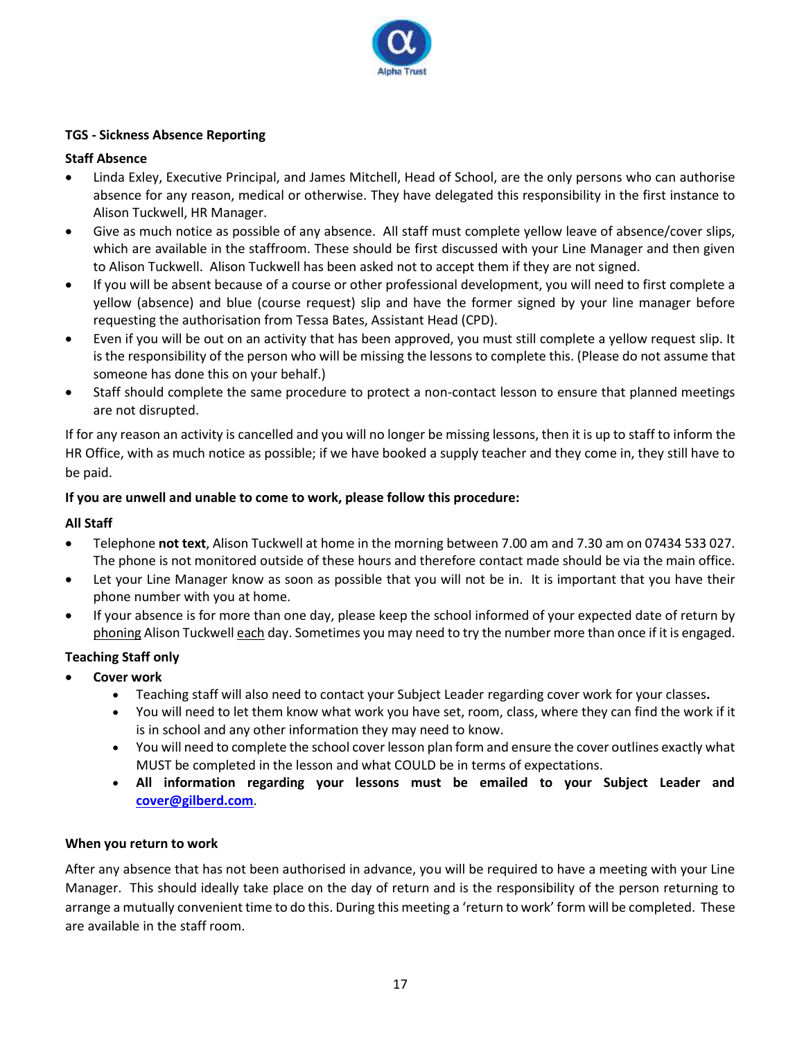## TGS - Sickness Absence Reporting

### Staff Absence

- Linda Exley, Executive Principal, and James Mitchell, Head of School, are the only persons who can authorise absence for any reason, medical or otherwise. They have delegated this responsibility in the first instance to Alison Tuckwell, HR Manager.
- Give as much notice as possible of any absence. All staff must complete yellow leave of absence/cover slips, which are available in the staffroom. These should be first discussed with your Line Manager and then given to Alison Tuckwell. Alison Tuckwell has been asked not to accept them if they are not signed.
- If you will be absent because of a course or other professional development, you will need to first complete a yellow (absence) and blue (course request) slip and have the former signed by your line manager before requesting the authorisation from Tessa Bates, Assistant Head (CPD).
- Even if you will be out on an activity that has been approved, you must still complete a yellow request slip. It is the responsibility of the person who will be missing the lessons to complete this. (Please do not assume that someone has done this on your behalf.)
- Staff should complete the same procedure to protect a non-contact lesson to ensure that planned meetings are not disrupted.

If for any reason an activity is cancelled and you will no longer be missing lessons, then it is up to staff to inform the HR Office, with as much notice as possible; if we have booked a supply teacher and they come in, they still have to be paid.

**If you are unwell and unable to come to work, please follow this procedure:**

### All Staff

- Telephone **not text**, Alison Tuckwell at home in the morning between 7.00 am and 7.30 am on 07434 533 027. The phone is not monitored outside of these hours and therefore contact made should be via the main office.
- Let your Line Manager know as soon as possible that you will not be in. It is important that you have their phone number with you at home.
- If your absence is for more than one day, please keep the school informed of your expected date of return by phoning Alison Tuckwell each day. Sometimes you may need to try the number more than once if it is engaged.

### Teaching Staff only

- **Cover work**
  - Teaching staff will also need to contact your Subject Leader regarding cover work for your classes**.**
  - You will need to let them know what work you have set, room, class, where they can find the work if it is in school and any other information they may need to know.
  - You will need to complete the school cover lesson plan form and ensure the cover outlines exactly what MUST be completed in the lesson and what COULD be in terms of expectations.
  - **All information regarding your lessons must be emailed to your Subject Leader and [cover@gilberd.com](mailto:cover@gilberd.com)**.

### When you return to work

After any absence that has not been authorised in advance, you will be required to have a meeting with your Line Manager. This should ideally take place on the day of return and is the responsibility of the person returning to arrange a mutually convenient time to do this. During this meeting a 'return to work' form will be completed. These are available in the staff room.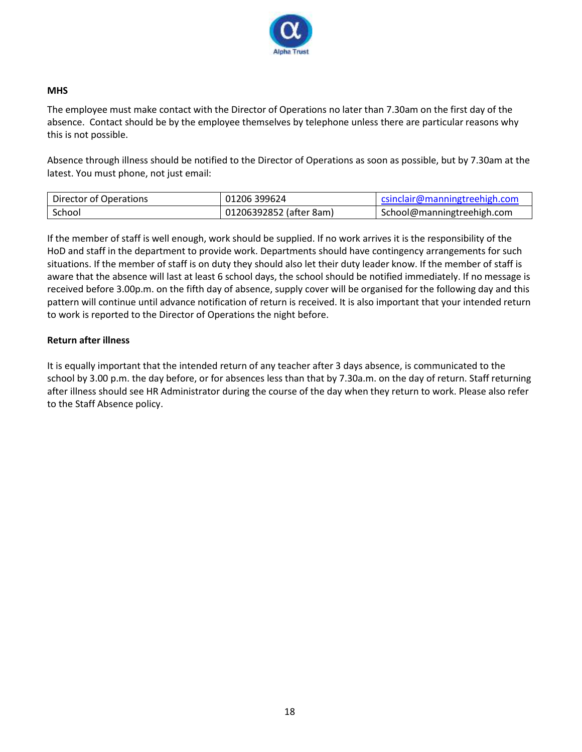**MHS**

The employee must make contact with the Director of Operations no later than 7.30am on the first day of the absence. Contact should be by the employee themselves by telephone unless there are particular reasons why this is not possible.

Absence through illness should be notified to the Director of Operations as soon as possible, but by 7.30am at the latest. You must phone, not just email:

| | | |
|---|---|---|
| Director of Operations | 01206 399624 | csinclair@manningtreehigh.com |
| School | 01206392852 (after 8am) | School@manningtreehigh.com |

If the member of staff is well enough, work should be supplied. If no work arrives it is the responsibility of the HoD and staff in the department to provide work. Departments should have contingency arrangements for such situations. If the member of staff is on duty they should also let their duty leader know. If the member of staff is aware that the absence will last at least 6 school days, the school should be notified immediately. If no message is received before 3.00p.m. on the fifth day of absence, supply cover will be organised for the following day and this pattern will continue until advance notification of return is received. It is also important that your intended return to work is reported to the Director of Operations the night before.

**Return after illness**

It is equally important that the intended return of any teacher after 3 days absence, is communicated to the school by 3.00 p.m. the day before, or for absences less than that by 7.30a.m. on the day of return. Staff returning after illness should see HR Administrator during the course of the day when they return to work. Please also refer to the Staff Absence policy.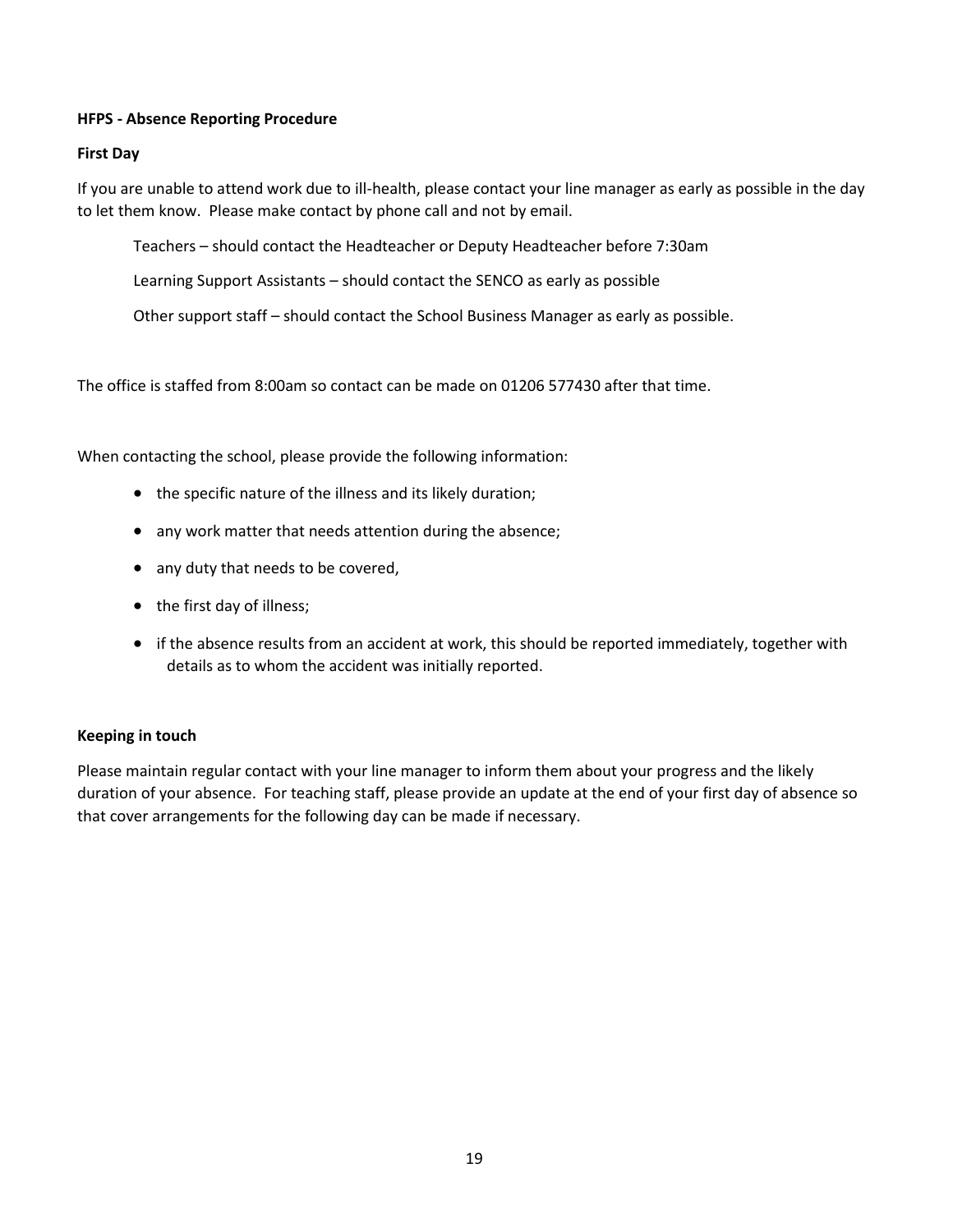**HFPS - Absence Reporting Procedure**

**First Day**

If you are unable to attend work due to ill-health, please contact your line manager as early as possible in the day to let them know. Please make contact by phone call and not by email.

Teachers – should contact the Headteacher or Deputy Headteacher before 7:30am

Learning Support Assistants – should contact the SENCO as early as possible

Other support staff – should contact the School Business Manager as early as possible.

The office is staffed from 8:00am so contact can be made on 01206 577430 after that time.

When contacting the school, please provide the following information:

- the specific nature of the illness and its likely duration;
- any work matter that needs attention during the absence;
- any duty that needs to be covered,
- the first day of illness;
- if the absence results from an accident at work, this should be reported immediately, together with details as to whom the accident was initially reported.

**Keeping in touch**

Please maintain regular contact with your line manager to inform them about your progress and the likely duration of your absence. For teaching staff, please provide an update at the end of your first day of absence so that cover arrangements for the following day can be made if necessary.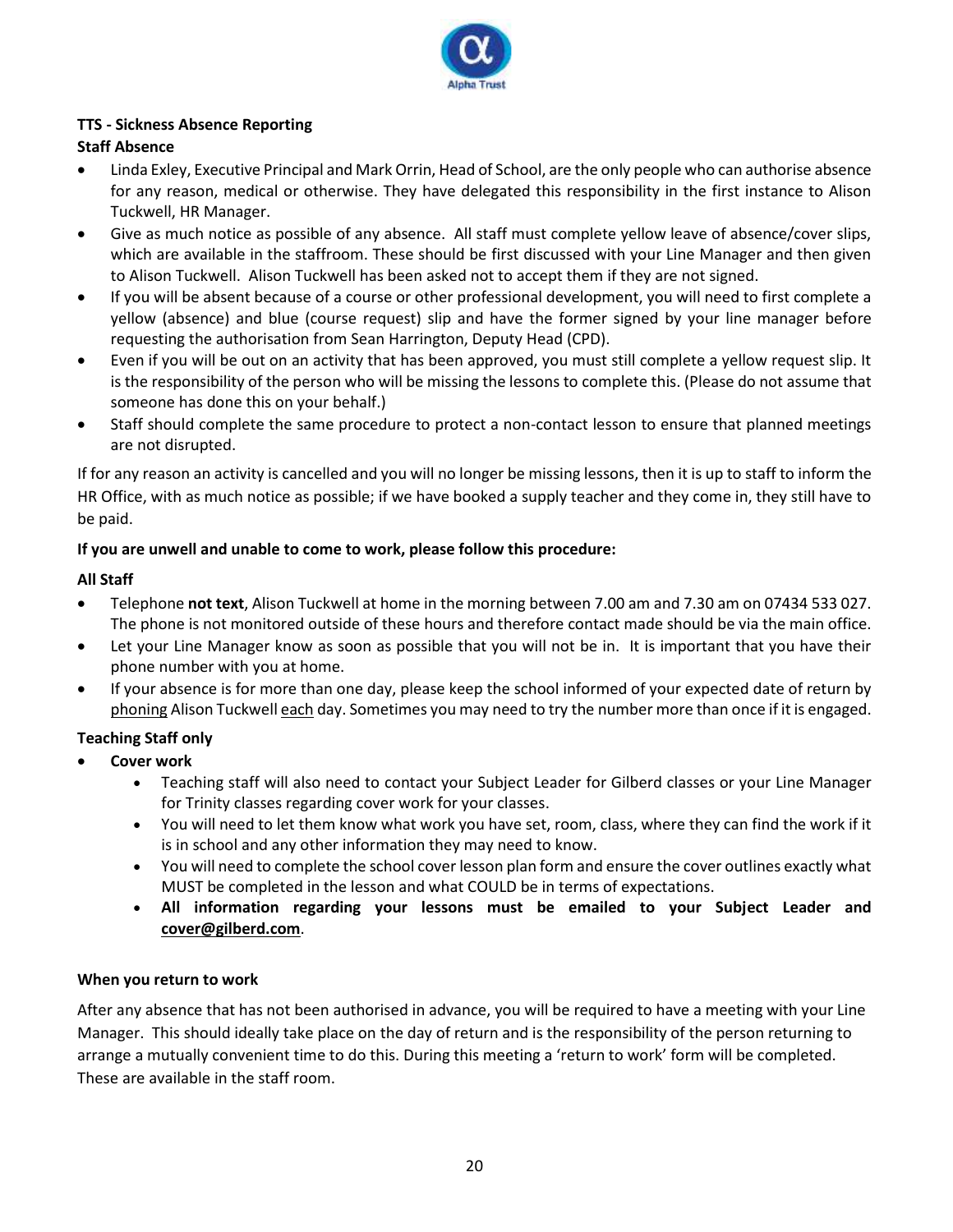**TTS - Sickness Absence Reporting**

**Staff Absence**

- Linda Exley, Executive Principal and Mark Orrin, Head of School, are the only people who can authorise absence for any reason, medical or otherwise. They have delegated this responsibility in the first instance to Alison Tuckwell, HR Manager.
- Give as much notice as possible of any absence. All staff must complete yellow leave of absence/cover slips, which are available in the staffroom. These should be first discussed with your Line Manager and then given to Alison Tuckwell. Alison Tuckwell has been asked not to accept them if they are not signed.
- If you will be absent because of a course or other professional development, you will need to first complete a yellow (absence) and blue (course request) slip and have the former signed by your line manager before requesting the authorisation from Sean Harrington, Deputy Head (CPD).
- Even if you will be out on an activity that has been approved, you must still complete a yellow request slip. It is the responsibility of the person who will be missing the lessons to complete this. (Please do not assume that someone has done this on your behalf.)
- Staff should complete the same procedure to protect a non-contact lesson to ensure that planned meetings are not disrupted.

If for any reason an activity is cancelled and you will no longer be missing lessons, then it is up to staff to inform the HR Office, with as much notice as possible; if we have booked a supply teacher and they come in, they still have to be paid.

**If you are unwell and unable to come to work, please follow this procedure:**

**All Staff**

- Telephone **not text**, Alison Tuckwell at home in the morning between 7.00 am and 7.30 am on 07434 533 027. The phone is not monitored outside of these hours and therefore contact made should be via the main office.
- Let your Line Manager know as soon as possible that you will not be in. It is important that you have their phone number with you at home.
- If your absence is for more than one day, please keep the school informed of your expected date of return by phoning Alison Tuckwell each day. Sometimes you may need to try the number more than once if it is engaged.

**Teaching Staff only**

- **Cover work**
  - Teaching staff will also need to contact your Subject Leader for Gilberd classes or your Line Manager for Trinity classes regarding cover work for your classes.
  - You will need to let them know what work you have set, room, class, where they can find the work if it is in school and any other information they may need to know.
  - You will need to complete the school cover lesson plan form and ensure the cover outlines exactly what MUST be completed in the lesson and what COULD be in terms of expectations.
  - **All information regarding your lessons must be emailed to your Subject Leader and cover@gilberd.com**.

**When you return to work**

After any absence that has not been authorised in advance, you will be required to have a meeting with your Line Manager. This should ideally take place on the day of return and is the responsibility of the person returning to arrange a mutually convenient time to do this. During this meeting a 'return to work' form will be completed. These are available in the staff room.